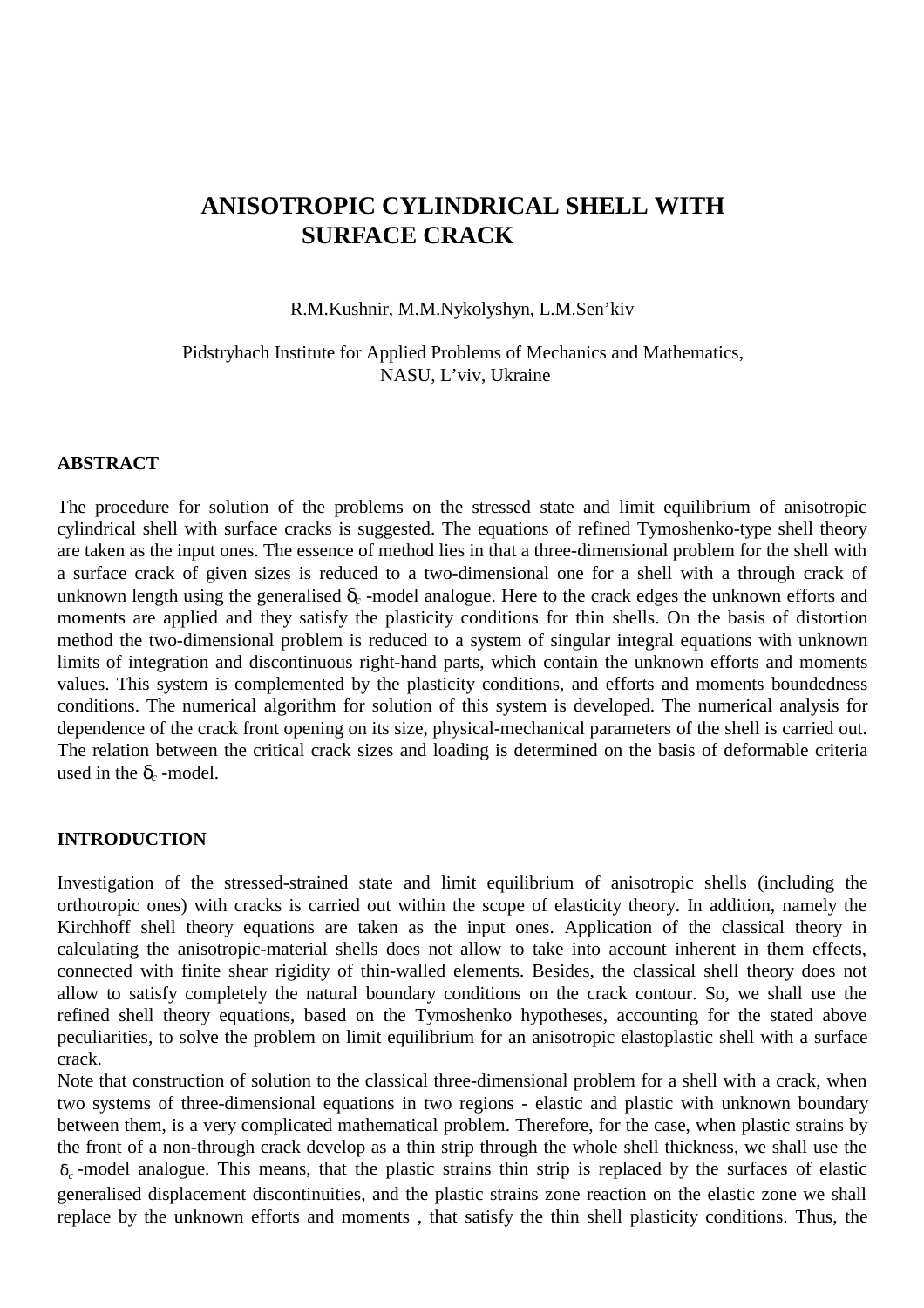# ANISOTROPIC CYLINDRICAL SHELL WITH SURFACE CRACK

R.M.Kushnir, M.M.Nykolyshyn, L.M.Sen'kiv

Pidstryhach Institute for Applied Problems of Mechanics and Mathematics,
NASU, L'viv, Ukraine

## ABSTRACT

The procedure for solution of the problems on the stressed state and limit equilibrium of anisotropic cylindrical shell with surface cracks is suggested. The equations of refined Tymoshenko-type shell theory are taken as the input ones. The essence of method lies in that a three-dimensional problem for the shell with a surface crack of given sizes is reduced to a two-dimensional one for a shell with a through crack of unknown length using the generalised $\delta_c$ -model analogue. Here to the crack edges the unknown efforts and moments are applied and they satisfy the plasticity conditions for thin shells. On the basis of distortion method the two-dimensional problem is reduced to a system of singular integral equations with unknown limits of integration and discontinuous right-hand parts, which contain the unknown efforts and moments values. This system is complemented by the plasticity conditions, and efforts and moments boundedness conditions. The numerical algorithm for solution of this system is developed. The numerical analysis for dependence of the crack front opening on its size, physical-mechanical parameters of the shell is carried out. The relation between the critical crack sizes and loading is determined on the basis of deformable criteria used in the $\delta_c$ -model.

## INTRODUCTION

Investigation of the stressed-strained state and limit equilibrium of anisotropic shells (including the orthotropic ones) with cracks is carried out within the scope of elasticity theory. In addition, namely the Kirchhoff shell theory equations are taken as the input ones. Application of the classical theory in calculating the anisotropic-material shells does not allow to take into account inherent in them effects, connected with finite shear rigidity of thin-walled elements. Besides, the classical shell theory does not allow to satisfy completely the natural boundary conditions on the crack contour. So, we shall use the refined shell theory equations, based on the Tymoshenko hypotheses, accounting for the stated above peculiarities, to solve the problem on limit equilibrium for an anisotropic elastoplastic shell with a surface crack.

Note that construction of solution to the classical three-dimensional problem for a shell with a crack, when two systems of three-dimensional equations in two regions - elastic and plastic with unknown boundary between them, is a very complicated mathematical problem. Therefore, for the case, when plastic strains by the front of a non-through crack develop as a thin strip through the whole shell thickness, we shall use the $\delta_c$-model analogue. This means, that the plastic strains thin strip is replaced by the surfaces of elastic generalised displacement discontinuities, and the plastic strains zone reaction on the elastic zone we shall replace by the unknown efforts and moments , that satisfy the thin shell plasticity conditions. Thus, the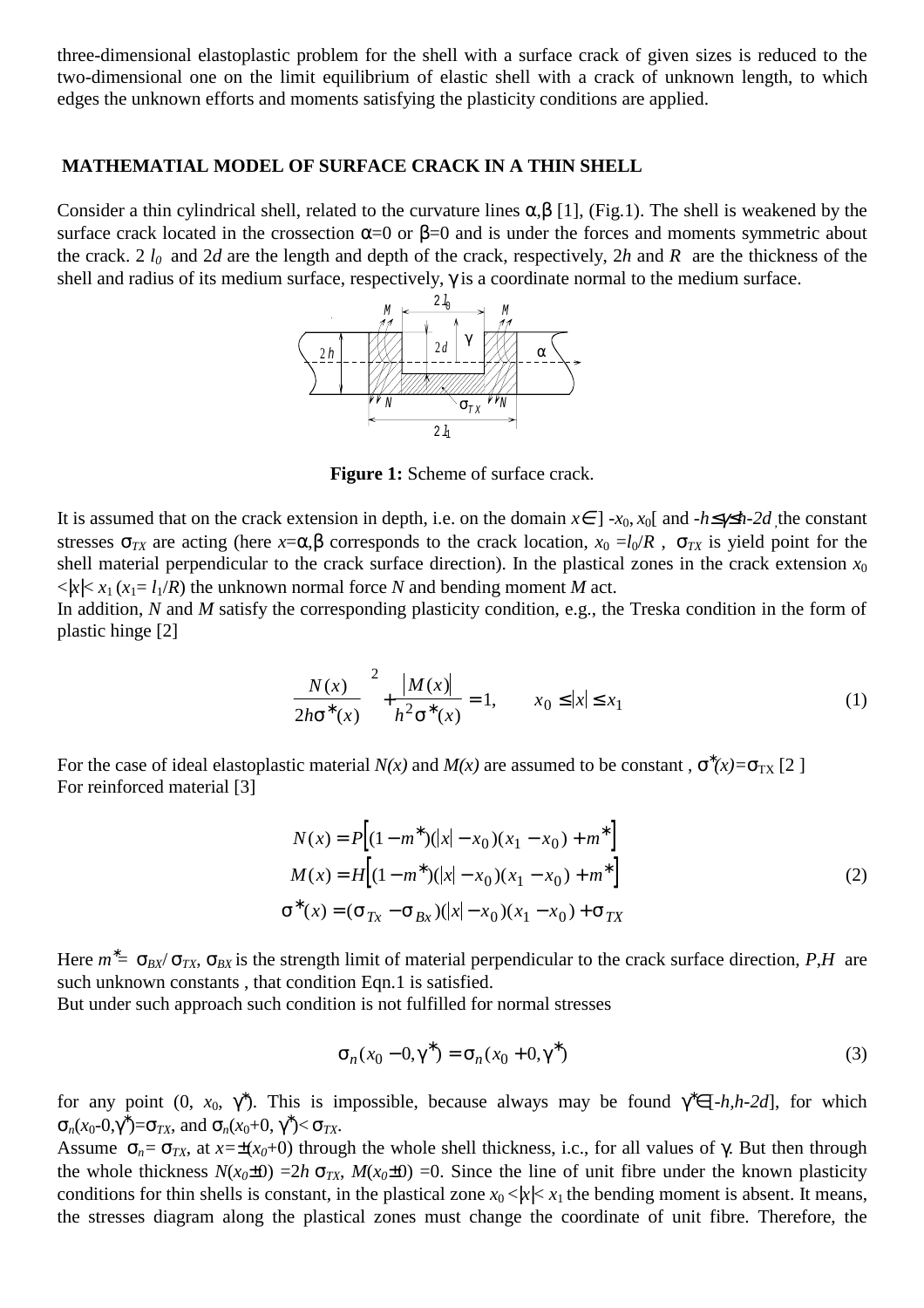three-dimensional elastoplastic problem for the shell with a surface crack of given sizes is reduced to the two-dimensional one on the limit equilibrium of elastic shell with a crack of unknown length, to which edges the unknown efforts and moments satisfying the plasticity conditions are applied.

## MATHEMATIAL MODEL OF SURFACE CRACK IN A THIN SHELL

Consider a thin cylindrical shell, related to the curvature lines $\alpha,\beta$ [1], (Fig.1). The shell is weakened by the surface crack located in the crossection $\alpha$=0 or $\beta$=0 and is under the forces and moments symmetric about the crack. $2\,l_0$ and $2d$ are the length and depth of the crack, respectively, $2h$ and $R$ are the thickness of the shell and radius of its medium surface, respectively, $\gamma$ is a coordinate normal to the medium surface.

**Figure 1:** Scheme of surface crack.

It is assumed that on the crack extension in depth, i.e. on the domain $x\in\,]-x_0, x_0[$ and $-h\leq\gamma\leq h-2d$ , the constant stresses $\sigma_{TX}$ are acting (here $x$=$\alpha,\beta$ corresponds to the crack location, $x_0=l_0/R$ , $\sigma_{TX}$ is yield point for the shell material perpendicular to the crack surface direction). In the plastical zones in the crack extension $x_0<|x|< x_1$ ($x_1= l_1/R$) the unknown normal force $N$ and bending moment $M$ act.
In addition, $N$ and $M$ satisfy the corresponding plasticity condition, e.g., the Treska condition in the form of plastic hinge [2]

$$\left(\frac{N(x)}{2h\sigma^*(x)}\right)^2+\frac{|M(x)|}{h^2\sigma^*(x)}=1, \qquad x_0\leq|x|\leq x_1 \tag{1}$$

For the case of ideal elastoplastic material $N(x)$ and $M(x)$ are assumed to be constant , $\sigma^*(x)$=$\sigma_{TX}$ [2 ]
For reinforced material [3]

$$\begin{aligned}
N(x)&=P\left[(1-m^*)(|x|-x_0)(x_1-x_0)+m^*\right]\\
M(x)&=H\left[(1-m^*)(|x|-x_0)(x_1-x_0)+m^*\right]\\
\sigma^*(x)&=(\sigma_{Tx}-\sigma_{Bx})(|x|-x_0)(x_1-x_0)+\sigma_{TX}
\end{aligned} \tag{2}$$

Here $m^*=\sigma_{BX}/\sigma_{TX}$, $\sigma_{BX}$ is the strength limit of material perpendicular to the crack surface direction, $P,H$ are such unknown constants , that condition Eqn.1 is satisfied.
But under such approach such condition is not fulfilled for normal stresses

$$\sigma_n(x_0-0,\gamma^*)=\sigma_n(x_0+0,\gamma^*) \tag{3}$$

for any point (0, $x_0$, $\gamma^*$). This is impossible, because always may be found $\gamma^*\in[-h,h-2d]$, for which $\sigma_n(x_0-0,\gamma^*)$=$\sigma_{TX}$, and $\sigma_n(x_0+0,\gamma^*)<\sigma_{TX}$.
Assume $\sigma_n=\sigma_{TX}$, at $x=\pm(x_0+0)$ through the whole shell thickness, i.c., for all values of $\gamma$. But then through the whole thickness $N(x_0\pm0)=2h\,\sigma_{TX}$, $M(x_0\pm0)=0$. Since the line of unit fibre under the known plasticity conditions for thin shells is constant, in the plastical zone $x_0<|x|<x_1$ the bending moment is absent. It means, the stresses diagram along the plastical zones must change the coordinate of unit fibre. Therefore, the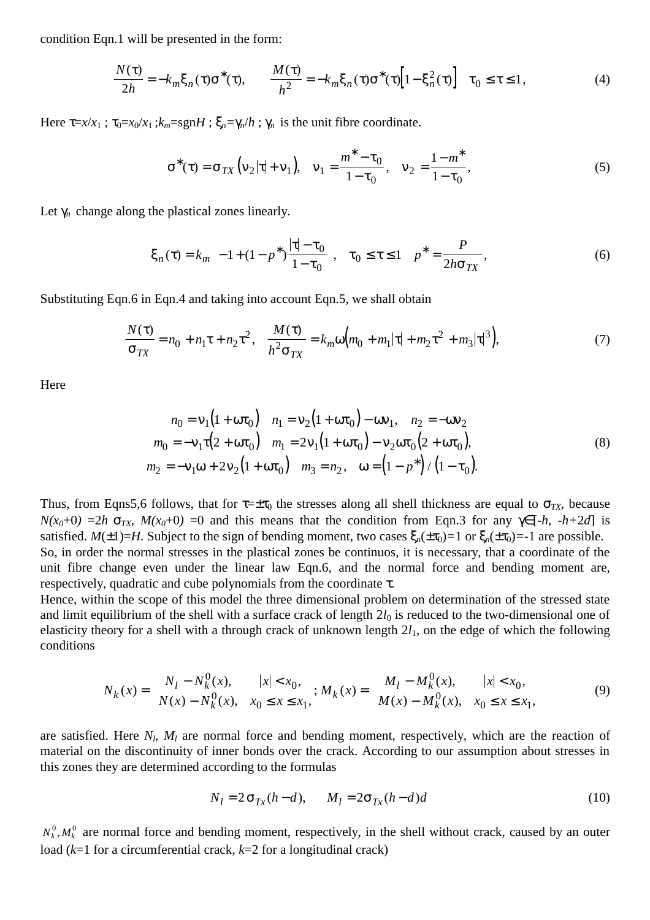condition Eqn.1 will be presented in the form:

$$\frac{N(\tau)}{2h} = -k_m \xi_n(\tau)\sigma^*(\tau), \qquad \frac{M(\tau)}{h^2} = -k_m \xi_n(\tau)\sigma^*(\tau)\left[1 - \xi_n^2(\tau)\right] \quad \tau_0 \le \tau \le 1, \tag{4}$$

Here $\tau = x/x_1$ ; $\tau_0 = x_0/x_1$ ; $k_m = \text{sgn}H$ ; $\xi_n = \gamma_n/h$ ; $\gamma_n$ is the unit fibre coordinate.

$$\sigma^*(\tau) = \sigma_{TX}\left(\nu_2|\tau| + \nu_1\right), \quad \nu_1 = \frac{m^* - \tau_0}{1 - \tau_0}, \quad \nu_2 = \frac{1 - m^*}{1 - \tau_0}, \tag{5}$$

Let $\gamma_n$ change along the plastical zones linearly.

$$\xi_n(\tau) = k_m \left[-1 + (1 - p^*)\frac{|\tau| - \tau_0}{1 - \tau_0}\right], \quad \tau_0 \le \tau \le 1 \quad p^* = \frac{P}{2h\sigma_{TX}}, \tag{6}$$

Substituting Eqn.6 in Eqn.4 and taking into account Eqn.5, we shall obtain

$$\frac{N(\tau)}{\sigma_{TX}} = n_0 + n_1\tau + n_2\tau^2, \quad \frac{M(\tau)}{h^2\sigma_{TX}} = k_m\omega\left(m_0 + m_1|\tau| + m_2\tau^2 + m_3|\tau|^3\right), \tag{7}$$

Here

$$\begin{aligned} n_0 &= \nu_1\left(1 + \omega\tau_0\right) \quad n_1 = \nu_2\left(1 + \omega\tau_0\right) - \omega\nu_1, \quad n_2 = -\omega\nu_2 \\ m_0 &= -\nu_1\tau\left(2 + \omega\tau_0\right) \quad m_1 = 2\nu_1\left(1 + \omega\tau_0\right) - \nu_2\omega\tau_0\left(2 + \omega\tau_0\right), \\ m_2 &= -\nu_1\omega + 2\nu_2\left(1 + \omega\tau_0\right) \quad m_3 = n_2, \quad \omega = \left(1 - p^*\right)/\left(1 - \tau_0\right). \end{aligned} \tag{8}$$

Thus, from Eqns5,6 follows, that for $\tau = \pm\tau_0$ the stresses along all shell thickness are equal to $\sigma_{TX}$, because $N(x_0+0) = 2h\,\sigma_{TX}$, $M(x_0+0) = 0$ and this means that the condition from Eqn.3 for any $\gamma \in [-h, -h+2d]$ is satisfied. $M(\pm 1) = H$. Subject to the sign of bending moment, two cases $\xi_n(\pm\tau_0) = 1$ or $\xi_n(\pm\tau_0) = -1$ are possible.
So, in order the normal stresses in the plastical zones be continuos, it is necessary, that a coordinate of the unit fibre change even under the linear law Eqn.6, and the normal force and bending moment are, respectively, quadratic and cube polynomials from the coordinate $\tau$.
Hence, within the scope of this model the three dimensional problem on determination of the stressed state and limit equilibrium of the shell with a surface crack of length $2l_0$ is reduced to the two-dimensional one of elasticity theory for a shell with a through crack of unknown length $2l_1$, on the edge of which the following conditions

$$N_k(x) = \begin{cases} N_l - N_k^0(x), & |x| < x_0, \\ N(x) - N_k^0(x), & x_0 \le x \le x_1, \end{cases} ; \; M_k(x) = \begin{cases} M_l - M_k^0(x), & |x| < x_0, \\ M(x) - M_k^0(x), & x_0 \le x \le x_1, \end{cases} \tag{9}$$

are satisfied. Here $N_l$, $M_l$ are normal force and bending moment, respectively, which are the reaction of material on the discontinuity of inner bonds over the crack. According to our assumption about stresses in this zones they are determined according to the formulas

$$N_l = 2\sigma_{Tx}(h - d), \qquad M_l = 2\sigma_{Tx}(h - d)d \tag{10}$$

$N_k^0, M_k^0$ are normal force and bending moment, respectively, in the shell without crack, caused by an outer load ($k$=1 for a circumferential crack, $k$=2 for a longitudinal crack)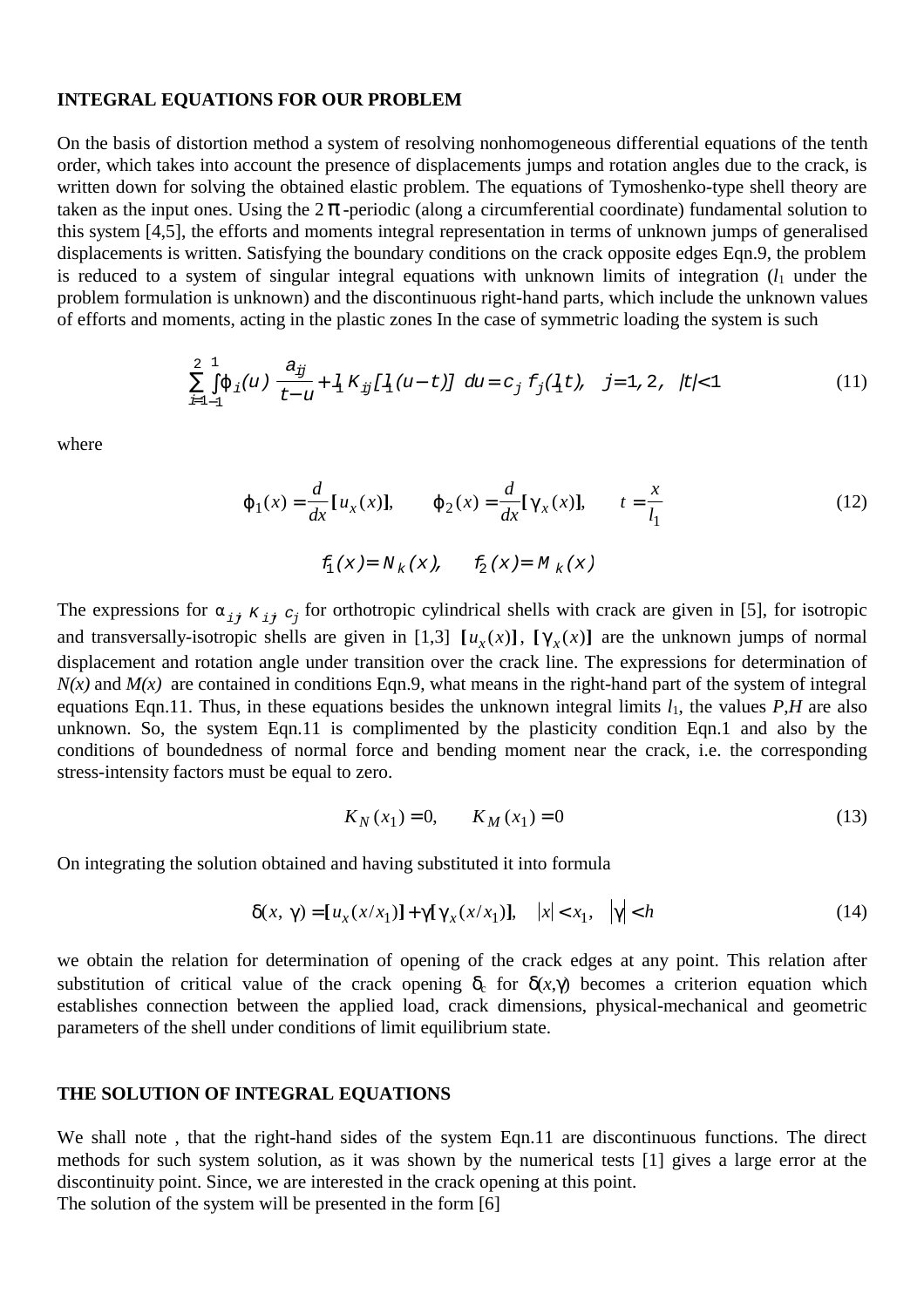## INTEGRAL EQUATIONS FOR OUR PROBLEM

On the basis of distortion method a system of resolving nonhomogeneous differential equations of the tenth order, which takes into account the presence of displacements jumps and rotation angles due to the crack, is written down for solving the obtained elastic problem. The equations of Tymoshenko-type shell theory are taken as the input ones. Using the $2\pi$-periodic (along a circumferential coordinate) fundamental solution to this system [4,5], the efforts and moments integral representation in terms of unknown jumps of generalised displacements is written. Satisfying the boundary conditions on the crack opposite edges Eqn.9, the problem is reduced to a system of singular integral equations with unknown limits of integration ($l_1$ under the problem formulation is unknown) and the discontinuous right-hand parts, which include the unknown values of efforts and moments, acting in the plastic zones In the case of symmetric loading the system is such

$$\sum_{i=1}^{2}\int_{-1}^{1}\varphi_i(u)\left(\frac{a_{ij}}{t-u}+l_1 K_{ij}[l_1(u-t)]\right)du=c_j f_j(l_1 t),\quad j=1,2,\quad |t|<1 \tag{11}$$

where

$$\varphi_1(x)=\frac{d}{dx}[u_x(x)],\qquad \varphi_2(x)=\frac{d}{dx}[\gamma_x(x)],\qquad t=\frac{x}{l_1} \tag{12}$$

$$f_1(x)=N_k(x),\qquad f_2(x)=M_k(x)$$

The expressions for $\alpha_{ij}$, $K_{ij}$, $c_j$ for orthotropic cylindrical shells with crack are given in [5], for isotropic and transversally-isotropic shells are given in [1,3] $[u_x(x)]$, $[\gamma_x(x)]$ are the unknown jumps of normal displacement and rotation angle under transition over the crack line. The expressions for determination of $N(x)$ and $M(x)$ are contained in conditions Eqn.9, what means in the right-hand part of the system of integral equations Eqn.11. Thus, in these equations besides the unknown integral limits $l_1$, the values $P$,$H$ are also unknown. So, the system Eqn.11 is complimented by the plasticity condition Eqn.1 and also by the conditions of boundedness of normal force and bending moment near the crack, i.e. the corresponding stress-intensity factors must be equal to zero.

$$K_N(x_1)=0,\qquad K_M(x_1)=0 \tag{13}$$

On integrating the solution obtained and having substituted it into formula

$$\delta(x,\ \gamma)=[u_x(x/x_1)]+\gamma[\gamma_x(x/x_1)],\quad |x|<x_1,\quad |\gamma|<h \tag{14}$$

we obtain the relation for determination of opening of the crack edges at any point. This relation after substitution of critical value of the crack opening $\delta_c$ for $\delta(x,\gamma)$ becomes a criterion equation which establishes connection between the applied load, crack dimensions, physical-mechanical and geometric parameters of the shell under conditions of limit equilibrium state.

## THE SOLUTION OF INTEGRAL EQUATIONS

We shall note , that the right-hand sides of the system Eqn.11 are discontinuous functions. The direct methods for such system solution, as it was shown by the numerical tests [1] gives a large error at the discontinuity point. Since, we are interested in the crack opening at this point.
The solution of the system will be presented in the form [6]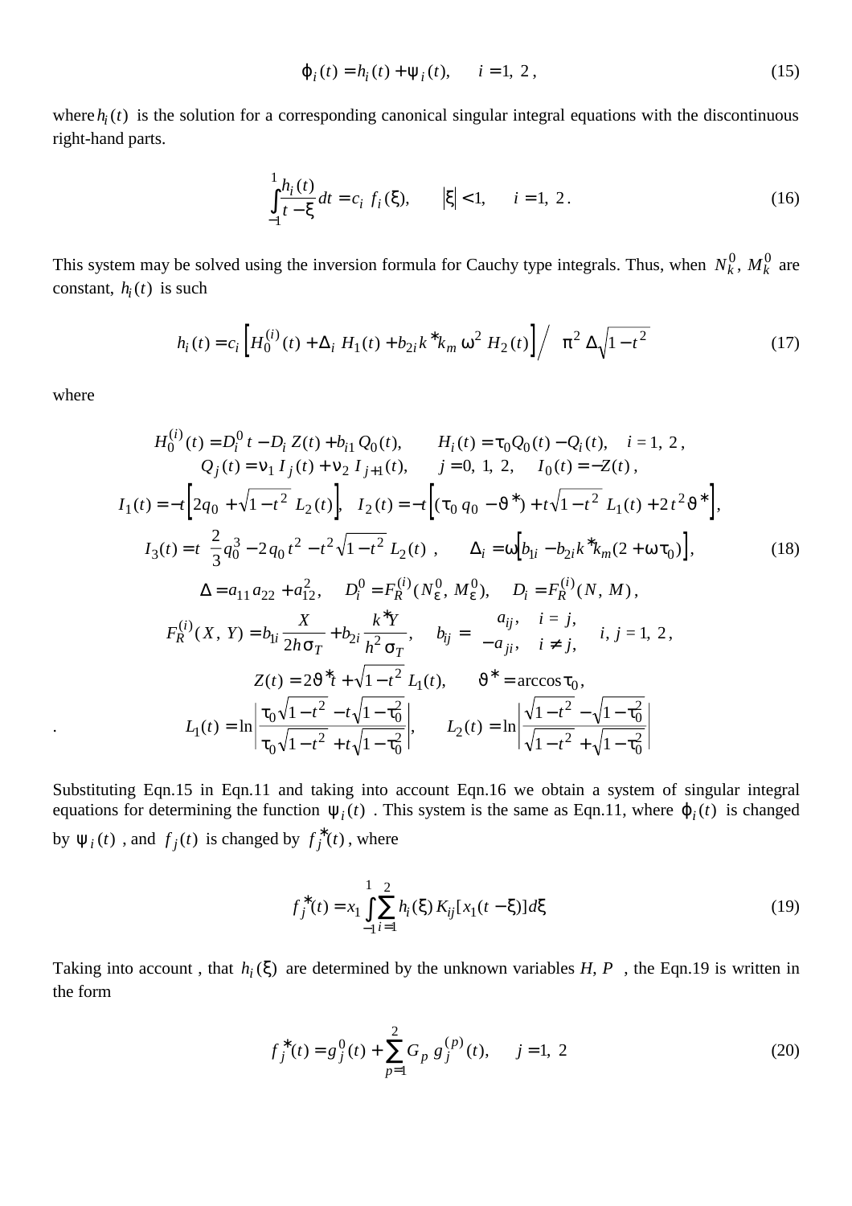$$\varphi_i(t) = h_i(t) + \psi_i(t), \qquad i = 1,\ 2\,, \tag{15}$$

where $h_i(t)$ is the solution for a corresponding canonical singular integral equations with the discontinuous right-hand parts.

$$\int_{-1}^{1} \frac{h_i(t)}{t-\xi}\, dt = c_i\ f_i(\xi), \qquad |\xi| < 1, \qquad i = 1,\ 2\,. \tag{16}$$

This system may be solved using the inversion formula for Cauchy type integrals. Thus, when $N_k^0,\ M_k^0$ are constant, $h_i(t)$ is such

$$h_i(t) = c_i \left[ H_0^{(i)}(t) + \Delta_i\ H_1(t) + b_{2i} k^{*} k_m\ \omega^2\ H_2(t) \right] \Big/ \ \pi^2\ \Delta \sqrt{1-t^2} \tag{17}$$

where

$$\begin{gathered}
H_0^{(i)}(t) = D_i^0\, t - D_i\, Z(t) + b_{i1}\, Q_0(t), \qquad H_i(t) = \tau_0 Q_0(t) - Q_i(t), \quad i = 1,\ 2\,, \\
Q_j(t) = \nu_1\, I_j(t) + \nu_2\, I_{j+1}(t), \qquad j = 0,\ 1,\ 2, \qquad I_0(t) = -Z(t)\,, \\
I_1(t) = -t\left[ 2q_0 + \sqrt{1-t^2}\ L_2(t) \right], \quad I_2(t) = -t\left[ (\tau_0\, q_0 - \vartheta^{*}) + t\sqrt{1-t^2}\ L_1(t) + 2\,t^2\, \vartheta^{*} \right], \\
I_3(t) = t\ \left( \frac{2}{3} q_0^3 - 2\,q_0\, t^2 - t^2 \sqrt{1-t^2}\ L_2(t) \right), \qquad \Delta_i = \omega\left[ b_{1i} - b_{2i} k^{*} k_m (2 + \omega\,\tau_0) \right], \\
\Delta = a_{11}\, a_{22} + a_{12}^2, \qquad D_i^0 = F_R^{(i)}(N_\varepsilon^0,\ M_\varepsilon^0), \qquad D_i = F_R^{(i)}(N,\ M)\,, \\
F_R^{(i)}(X,\ Y) = b_{1i} \frac{X}{2h\sigma_T} + b_{2i} \frac{k^{*} Y}{h^2\, \sigma_T}, \qquad b_{ij} = \begin{cases} a_{ij}, & i = j, \\ -a_{ji}, & i \neq j, \end{cases} \qquad i,\ j = 1,\ 2\,, \\
Z(t) = 2\vartheta^{*} t + \sqrt{1-t^2}\ L_1(t), \qquad \vartheta^{*} = \arccos \tau_0\,, \\
L_1(t) = \ln\left| \frac{\tau_0 \sqrt{1-t^2} - t\sqrt{1-\tau_0^2}}{\tau_0 \sqrt{1-t^2} + t\sqrt{1-\tau_0^2}} \right|, \qquad L_2(t) = \ln\left| \frac{\sqrt{1-t^2} - \sqrt{1-\tau_0^2}}{\sqrt{1-t^2} + \sqrt{1-\tau_0^2}} \right|
\end{gathered} \tag{18}$$

Substituting Eqn.15 in Eqn.11 and taking into account Eqn.16 we obtain a system of singular integral equations for determining the function $\psi_i(t)$ . This system is the same as Eqn.11, where $\varphi_i(t)$ is changed by $\psi_i(t)$ , and $f_j(t)$ is changed by $f_j^{*}(t)$, where

$$f_j^{*}(t) = x_1 \int_{-1}^{1} \sum_{i=1}^{2} h_i(\xi)\, K_{ij}[x_1(t-\xi)]\, d\xi \tag{19}$$

Taking into account , that $h_i(\xi)$ are determined by the unknown variables $H,\ P$ , the Eqn.19 is written in the form

$$f_j^{*}(t) = g_j^0(t) + \sum_{p=1}^{2} G_p\ g_j^{(p)}(t), \qquad j = 1,\ 2 \tag{20}$$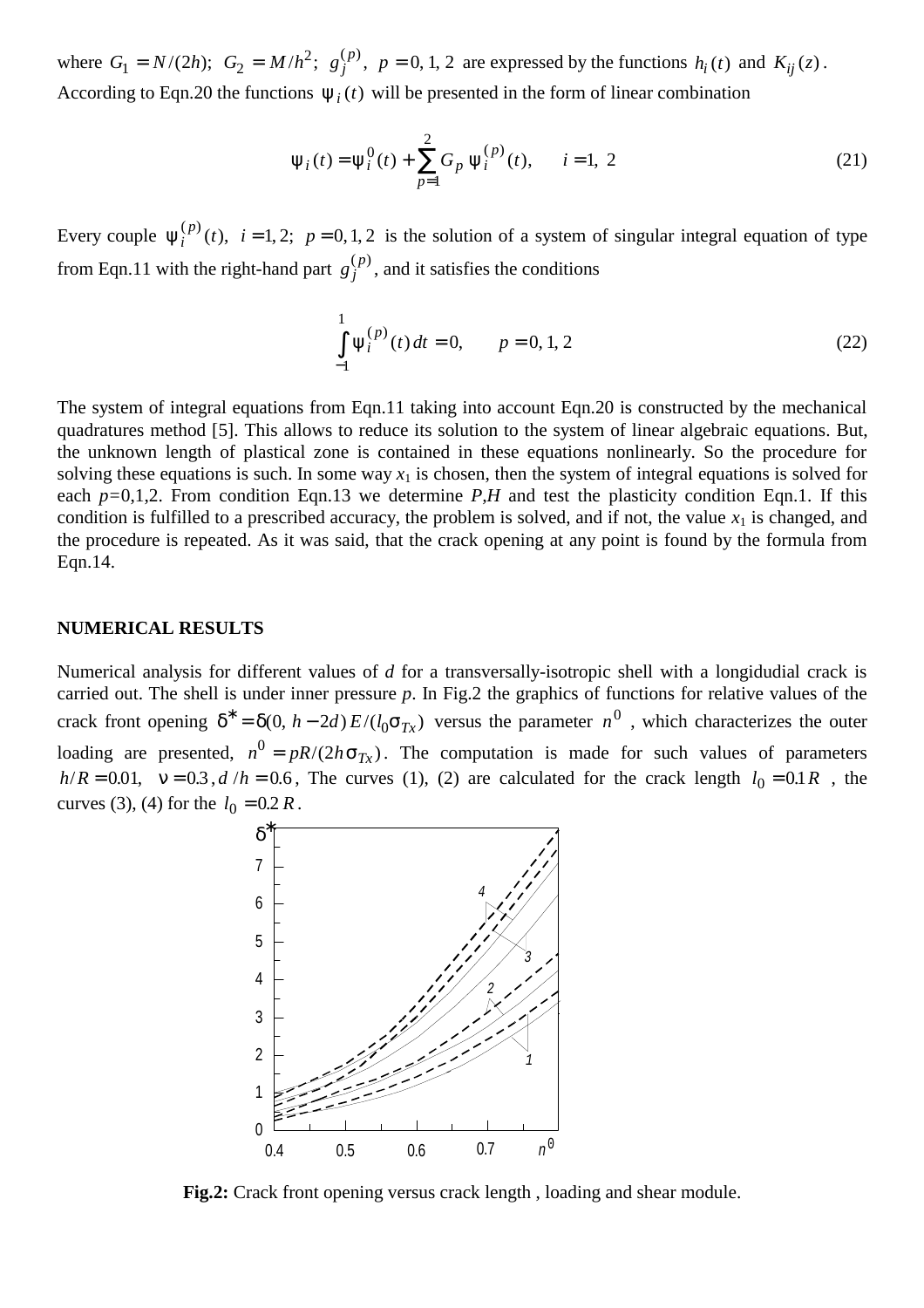where $G_1 = N/(2h)$; $G_2 = M/h^2$; $g_j^{(p)}$, $p = 0, 1, 2$ are expressed by the functions $h_i(t)$ and $K_{ij}(z)$. According to Eqn.20 the functions $\psi_i(t)$ will be presented in the form of linear combination

$$\psi_i(t) = \psi_i^0(t) + \sum_{p=1}^{2} G_p \, \psi_i^{(p)}(t), \qquad i = 1,\ 2 \tag{21}$$

Every couple $\psi_i^{(p)}(t)$, $i = 1, 2$; $p = 0, 1, 2$ is the solution of a system of singular integral equation of type from Eqn.11 with the right-hand part $g_j^{(p)}$, and it satisfies the conditions

$$\int_{-1}^{1} \psi_i^{(p)}(t)\, dt = 0, \qquad p = 0, 1, 2 \tag{22}$$

The system of integral equations from Eqn.11 taking into account Eqn.20 is constructed by the mechanical quadratures method [5]. This allows to reduce its solution to the system of linear algebraic equations. But, the unknown length of plastical zone is contained in these equations nonlinearly. So the procedure for solving these equations is such. In some way $x_1$ is chosen, then the system of integral equations is solved for each $p$=0,1,2. From condition Eqn.13 we determine $P$,$H$ and test the plasticity condition Eqn.1. If this condition is fulfilled to a prescribed accuracy, the problem is solved, and if not, the value $x_1$ is changed, and the procedure is repeated. As it was said, that the crack opening at any point is found by the formula from Eqn.14.

## NUMERICAL RESULTS

Numerical analysis for different values of $d$ for a transversally-isotropic shell with a longidudial crack is carried out. The shell is under inner pressure $p$. In Fig.2 the graphics of functions for relative values of the crack front opening $\delta^* = \delta(0,\ h - 2d)\, E/(l_0 \sigma_{Tx})$ versus the parameter $n^0$ , which characterizes the outer loading are presented, $n^0 = pR/(2h\sigma_{Tx})$. The computation is made for such values of parameters $h/R = 0.01$, $\nu = 0.3$, $d/h = 0.6$, The curves (1), (2) are calculated for the crack length $l_0 = 0.1R$ , the curves (3), (4) for the $l_0 = 0.2R$.

**Fig.2:** Crack front opening versus crack length , loading and shear module.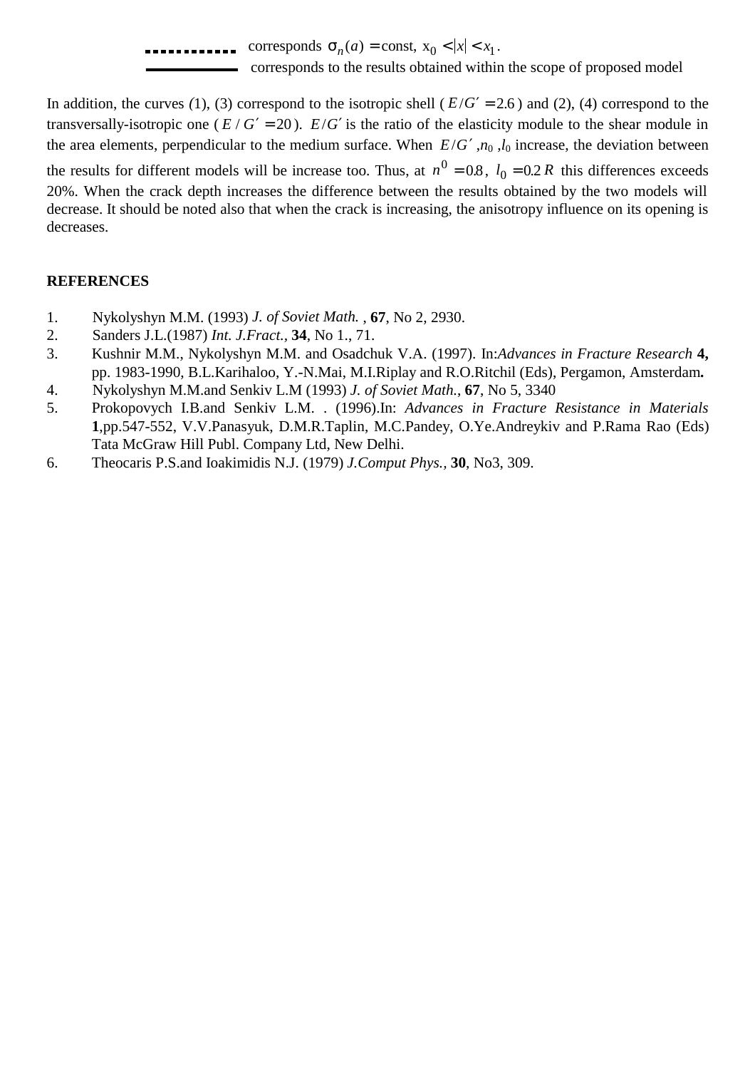- - - - - - - - - - - corresponds $\sigma_n(a) = \text{const},\ x_0 < |x| < x_1$.

——————— corresponds to the results obtained within the scope of proposed model

In addition, the curves (1), (3) correspond to the isotropic shell ($E/G' = 2.6$) and (2), (4) correspond to the transversally-isotropic one ($E/G' = 20$). $E/G'$ is the ratio of the elasticity module to the shear module in the area elements, perpendicular to the medium surface. When $E/G'$, $n_0$, $l_0$ increase, the deviation between the results for different models will be increase too. Thus, at $n^0 = 0.8$, $l_0 = 0.2\,R$ this differences exceeds 20%. When the crack depth increases the difference between the results obtained by the two models will decrease. It should be noted also that when the crack is increasing, the anisotropy influence on its opening is decreases.

## REFERENCES

1. Nykolyshyn M.M. (1993) *J. of Soviet Math.* , **67**, No 2, 2930.
2. Sanders J.L.(1987) *Int. J.Fract.*, **34**, No 1., 71.
3. Kushnir M.M., Nykolyshyn M.M. and Osadchuk V.A. (1997). In:*Advances in Fracture Research* **4,** pp. 1983-1990, B.L.Karihaloo, Y.-N.Mai, M.I.Riplay and R.O.Ritchil (Eds), Pergamon, Amsterdam**.**
4. Nykolyshyn M.M.and Senkiv L.M (1993) *J. of Soviet Math.*, **67**, No 5, 3340
5. Prokopovych I.B.and Senkiv L.M. . (1996).In: *Advances in Fracture Resistance in Materials* **1**,pp.547-552, V.V.Panasyuk, D.M.R.Taplin, M.C.Pandey, O.Ye.Andreykiv and P.Rama Rao (Eds) Tata McGraw Hill Publ. Company Ltd, New Delhi.
6. Theocaris P.S.and Ioakimidis N.J. (1979) *J.Comput Phys.,* **30**, No3, 309.